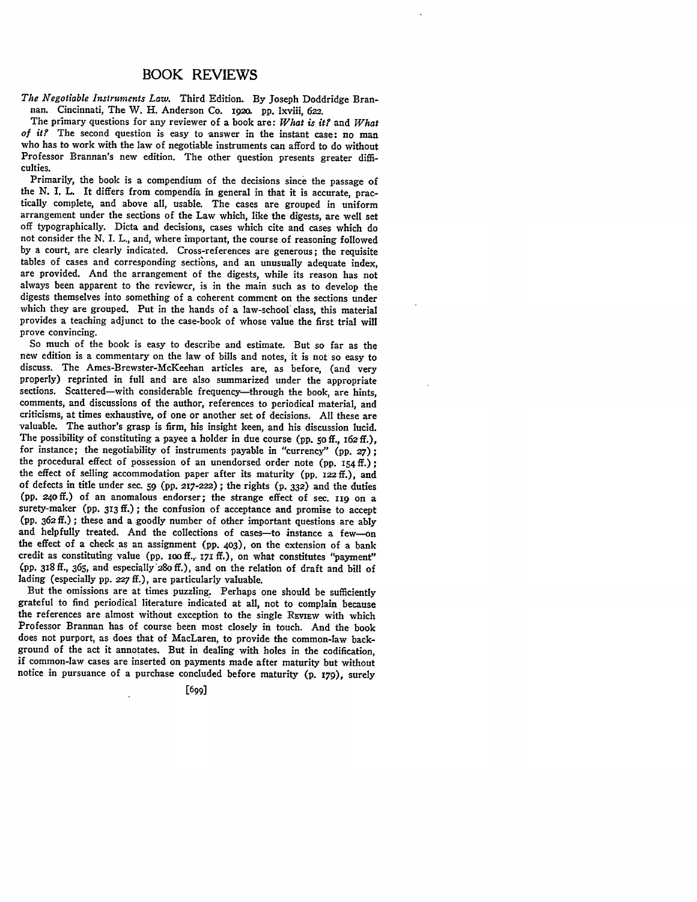# BOOK REVIEWS

*The Negotiable Instruments Law.* Third Edition. By Joseph Doddridge Brannan. Cincinnati, The W. H. Anderson Co. 1920. pp. lxviii, 622.

The primary questions for any reviewer of a book are: *What is it?* and *What of it?* The second question is easy to answer in the instant case: no man who has to work with the law of negotiable instruments can afford to do without Professor Brannan's new edition. The other question presents greater difficulties.

Primarily, the book is a compendium of the decisions since the passage of the N. I. L. It differs from compendia in general in that it is accurate, practically complete, and above all, usable. The cases are grouped in uniform arrangement under the sections of the Law which, like the digests, are well set off typographically. Dicta and decisions, cases which cite and cases which do not consider the N. I. L., and, where important, the course of reasoning followed by a court, are clearly indicated. Cross-references are generous; the requisite tables of cases and corresponding sections, and an unusually adequate index, are provided. And the arrangement of the digests, while its reason has not always been apparent to the reviewer, is in the main such as to develop the digests themselves into something of a coherent comment on the sections under which they are grouped. Put in the hands of a law-school class, this material provides a teaching adjunct to the case-book of whose value the first trial will prove convincing.

So much of the book is easy to describe and estimate. But so far as the new edition is a commentary on the law of bills and notes, it is not so easy to discuss. The Ames-Brewster-McKeehan articles are, as before, (and very properly) reprinted in full and are also summarized under the appropriate sections. Scattered—with considerable frequency—through the book, are hints, comments, and discussions of the author, references to periodical material, and criticisms, at times exhaustive, of one or another set of decisions. All these are valuable. The author's grasp is firm, his insight keen, and his discussion lucid. The possibility of constituting a payee a holder in due course (pp. 50 ff., 162 ff.), for instance; the negotiability of instruments payable in "currency" (pp. 27); the procedural effect of possession of an unendorsed order note (pp. 154 ff.); the effect of selling accommodation paper after its maturity (pp. 122 ff.), and of defects in title under sec. 59 (pp. 217-222); the rights (p. 332) and the duties (pp. 240 ff.) of an anomalous endorser; the strange effect of sec. 119 on a surety-maker (pp. 313 ff.); the confusion of acceptance and promise to accept (pp. 362 ff.); these and a goodly number of other important questions are ably and helpfully treated. And the collections of cases—to instance a few—on the effect of a check as an assignment (pp. 403), on the extension of a bank credit as constituting value (pp. 100 ff., 171 ff.), on what constitutes "payment" (pp. 318 ff., 365, and especially 280 ff.), and on the relation of draft and bill of lading (especially pp. 227 ff.), are particularly valuable.

But the omissions are at times puzzling. Perhaps one should be sufficiently grateful to find periodical literature indicated at all, not to complain because the references are almost without exception to the single REVIEW with which Professor Brannan has of course been most closely in touch. And the book does not purport, as does that of MacLaren, to provide the common-law background of the act it annotates. But in dealing with holes in the codification, if common-law cases are inserted on payments made after maturity but without notice in pursuance of a purchase concluded before maturity (p. 179), surely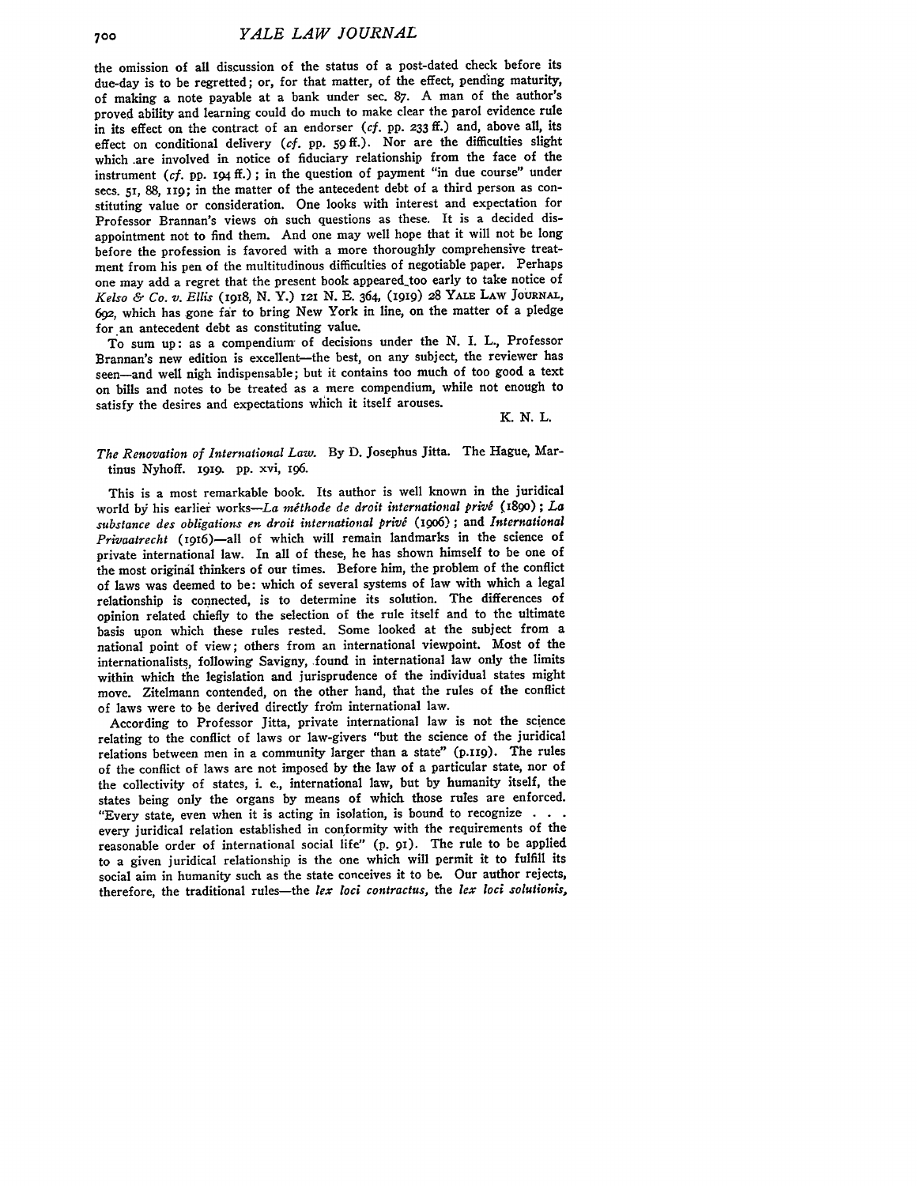the omission of all discussion of the status of a post-dated check before its due-day is to be regretted; or, for that matter, of the effect, pending maturity, of making a note payable at a bank under sec. 87. A man of the author's proved ability and learning could do much to make clear the parol evidence rule in its effect on the contract of an endorser (*cf.* pp. 233 ff.) and, above all, its effect on conditional delivery (*cf.* pp. 59 ff.). Nor are the difficulties slight which are involved in notice of fiduciary relationship from the face of the instrument (*cf.* pp. 194 ff.); in the question of payment "in due course" under secs. 51, 88, 119; in the matter of the antecedent debt of a third person as constituting value or consideration. One looks with interest and expectation for Professor Brannan's views on such questions as these. It is a decided disappointment not to find them. And one may well hope that it will not be long before the profession is favored with a more thoroughly comprehensive treatment from his pen of the multitudinous difficulties of negotiable paper. Perhaps one may add a regret that the present book appeared too early to take notice of *Kelso & Co. v. Ellis* (1918, N. Y.) 121 N. E. 364, (1919) 28 YALE LAW JOURNAL, 692, which has gone far to bring New York in line, on the matter of a pledge for an antecedent debt as constituting value.

To sum up: as a compendium of decisions under the N. I. L., Professor Brannan's new edition is excellent—the best, on any subject, the reviewer has seen—and well nigh indispensable; but it contains too much of too good a text on bills and notes to be treated as a mere compendium, while not enough to satisfy the desires and expectations which it itself arouses.

K. N. L.

*The Renovation of International Law.* By D. Josephus Jitta. The Hague, Martinus Nyhoff. 1919. pp. xvi, 196.

This is a most remarkable book. Its author is well known in the juridical world by his earlier works—*La méthode de droit international privé* (1890); *La substance des obligations en droit international privé* (1906); and *International Privaatrecht* (1916)—all of which will remain landmarks in the science of private international law. In all of these, he has shown himself to be one of the most original thinkers of our times. Before him, the problem of the conflict of laws was deemed to be: which of several systems of law with which a legal relationship is connected, is to determine its solution. The differences of opinion related chiefly to the selection of the rule itself and to the ultimate basis upon which these rules rested. Some looked at the subject from a national point of view; others from an international viewpoint. Most of the internationalists, following Savigny, found in international law only the limits within which the legislation and jurisprudence of the individual states might move. Zitelmann contended, on the other hand, that the rules of the conflict of laws were to be derived directly from international law.

According to Professor Jitta, private international law is not the science relating to the conflict of laws or law-givers "but the science of the juridical relations between men in a community larger than a state" (p.119). The rules of the conflict of laws are not imposed by the law of a particular state, nor of the collectivity of states, i. e., international law, but by humanity itself, the states being only the organs by means of which those rules are enforced. "Every state, even when it is acting in isolation, is bound to recognize . . . every juridical relation established in conformity with the requirements of the reasonable order of international social life" (p. 91). The rule to be applied to a given juridical relationship is the one which will permit it to fulfill its social aim in humanity such as the state conceives it to be. Our author rejects, therefore, the traditional rules—the *lex loci contractus*, the *lex loci solutionis*,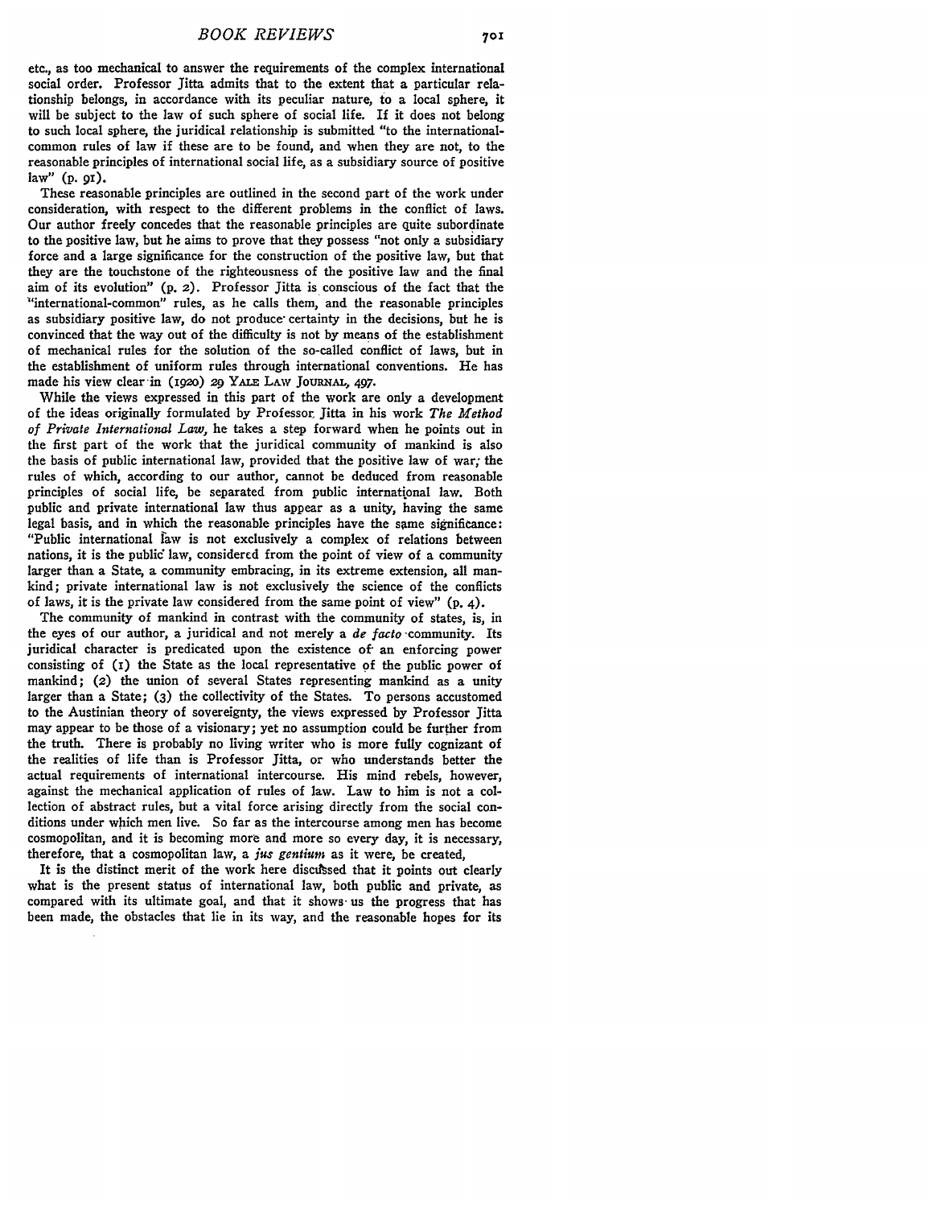etc., as too mechanical to answer the requirements of the complex international social order. Professor Jitta admits that to the extent that a particular relationship belongs, in accordance with its peculiar nature, to a local sphere, it will be subject to the law of such sphere of social life. If it does not belong to such local sphere, the juridical relationship is submitted "to the international-common rules of law if these are to be found, and when they are not, to the reasonable principles of international social life, as a subsidiary source of positive law" (p. 91).

These reasonable principles are outlined in the second part of the work under consideration, with respect to the different problems in the conflict of laws. Our author freely concedes that the reasonable principles are quite subordinate to the positive law, but he aims to prove that they possess "not only a subsidiary force and a large significance for the construction of the positive law, but that they are the touchstone of the righteousness of the positive law and the final aim of its evolution" (p. 2). Professor Jitta is conscious of the fact that the "international-common" rules, as he calls them, and the reasonable principles as subsidiary positive law, do not produce certainty in the decisions, but he is convinced that the way out of the difficulty is not by means of the establishment of mechanical rules for the solution of the so-called conflict of laws, but in the establishment of uniform rules through international conventions. He has made his view clear in (1920) 29 YALE LAW JOURNAL, 497.

While the views expressed in this part of the work are only a development of the ideas originally formulated by Professor Jitta in his work *The Method of Private International Law,* he takes a step forward when he points out in the first part of the work that the juridical community of mankind is also the basis of public international law, provided that the positive law of war; the rules of which, according to our author, cannot be deduced from reasonable principles of social life, be separated from public international law. Both public and private international law thus appear as a unity, having the same legal basis, and in which the reasonable principles have the same significance: "Public international law is not exclusively a complex of relations between nations, it is the public law, considered from the point of view of a community larger than a State, a community embracing, in its extreme extension, all mankind; private international law is not exclusively the science of the conflicts of laws, it is the private law considered from the same point of view" (p. 4).

The community of mankind in contrast with the community of states, is, in the eyes of our author, a juridical and not merely a *de facto* community. Its juridical character is predicated upon the existence of an enforcing power consisting of (1) the State as the local representative of the public power of mankind; (2) the union of several States representing mankind as a unity larger than a State; (3) the collectivity of the States. To persons accustomed to the Austinian theory of sovereignty, the views expressed by Professor Jitta may appear to be those of a visionary; yet no assumption could be further from the truth. There is probably no living writer who is more fully cognizant of the realities of life than is Professor Jitta, or who understands better the actual requirements of international intercourse. His mind rebels, however, against the mechanical application of rules of law. Law to him is not a collection of abstract rules, but a vital force arising directly from the social conditions under which men live. So far as the intercourse among men has become cosmopolitan, and it is becoming more and more so every day, it is necessary, therefore, that a cosmopolitan law, a *jus gentium* as it were, be created.

It is the distinct merit of the work here discussed that it points out clearly what is the present status of international law, both public and private, as compared with its ultimate goal, and that it shows us the progress that has been made, the obstacles that lie in its way, and the reasonable hopes for its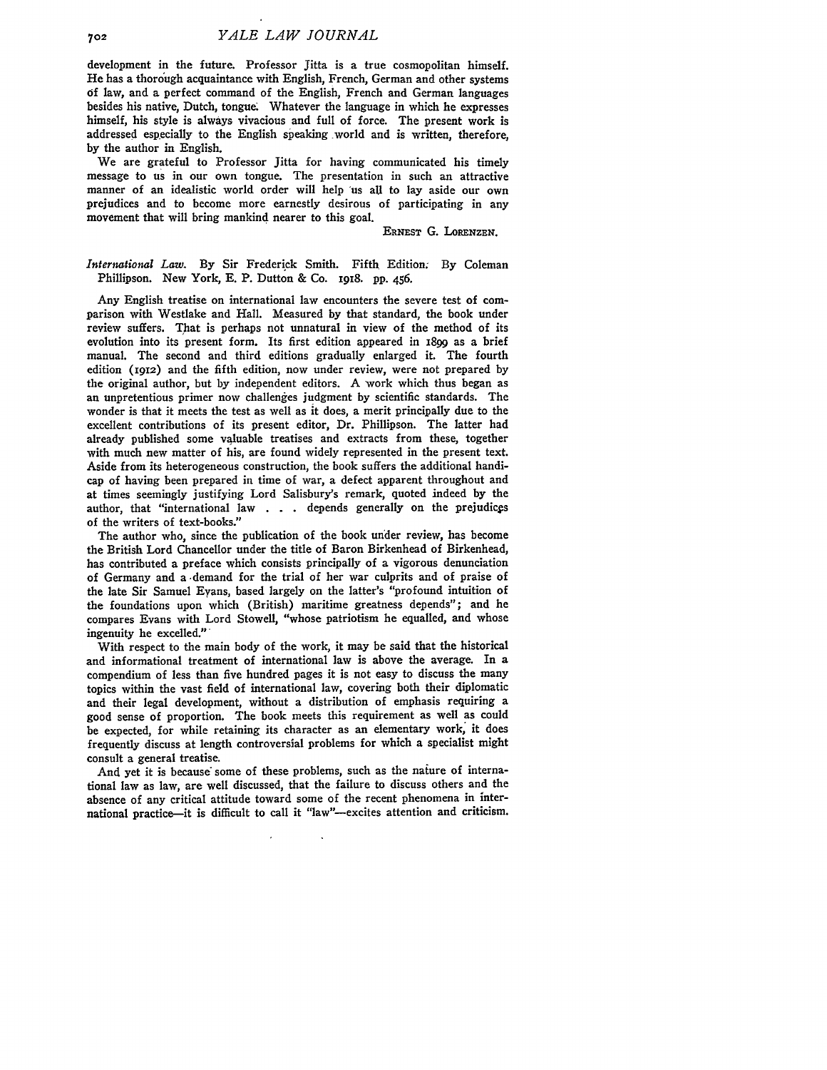development in the future. Professor Jitta is a true cosmopolitan himself. He has a thorough acquaintance with English, French, German and other systems of law, and a perfect command of the English, French and German languages besides his native, Dutch, tongue. Whatever the language in which he expresses himself, his style is always vivacious and full of force. The present work is addressed especially to the English speaking world and is written, therefore, by the author in English.

We are grateful to Professor Jitta for having communicated his timely message to us in our own tongue. The presentation in such an attractive manner of an idealistic world order will help us all to lay aside our own prejudices and to become more earnestly desirous of participating in any movement that will bring mankind nearer to this goal.

ERNEST G. LORENZEN.

*International Law.* By Sir Frederick Smith. Fifth Edition. By Coleman Phillipson. New York, E. P. Dutton & Co. 1918. pp. 456.

Any English treatise on international law encounters the severe test of comparison with Westlake and Hall. Measured by that standard, the book under review suffers. That is perhaps not unnatural in view of the method of its evolution into its present form. Its first edition appeared in 1899 as a brief manual. The second and third editions gradually enlarged it. The fourth edition (1912) and the fifth edition, now under review, were not prepared by the original author, but by independent editors. A work which thus began as an unpretentious primer now challenges judgment by scientific standards. The wonder is that it meets the test as well as it does, a merit principally due to the excellent contributions of its present editor, Dr. Phillipson. The latter had already published some valuable treatises and extracts from these, together with much new matter of his, are found widely represented in the present text. Aside from its heterogeneous construction, the book suffers the additional handicap of having been prepared in time of war, a defect apparent throughout and at times seemingly justifying Lord Salisbury's remark, quoted indeed by the author, that "international law . . . depends generally on the prejudices of the writers of text-books."

The author who, since the publication of the book under review, has become the British Lord Chancellor under the title of Baron Birkenhead of Birkenhead, has contributed a preface which consists principally of a vigorous denunciation of Germany and a demand for the trial of her war culprits and of praise of the late Sir Samuel Evans, based largely on the latter's "profound intuition of the foundations upon which (British) maritime greatness depends"; and he compares Evans with Lord Stowell, "whose patriotism he equalled, and whose ingenuity he excelled."

With respect to the main body of the work, it may be said that the historical and informational treatment of international law is above the average. In a compendium of less than five hundred pages it is not easy to discuss the many topics within the vast field of international law, covering both their diplomatic and their legal development, without a distribution of emphasis requiring a good sense of proportion. The book meets this requirement as well as could be expected, for while retaining its character as an elementary work, it does frequently discuss at length controversial problems for which a specialist might consult a general treatise.

And yet it is because some of these problems, such as the nature of international law as law, are well discussed, that the failure to discuss others and the absence of any critical attitude toward some of the recent phenomena in international practice—it is difficult to call it "law"—excites attention and criticism.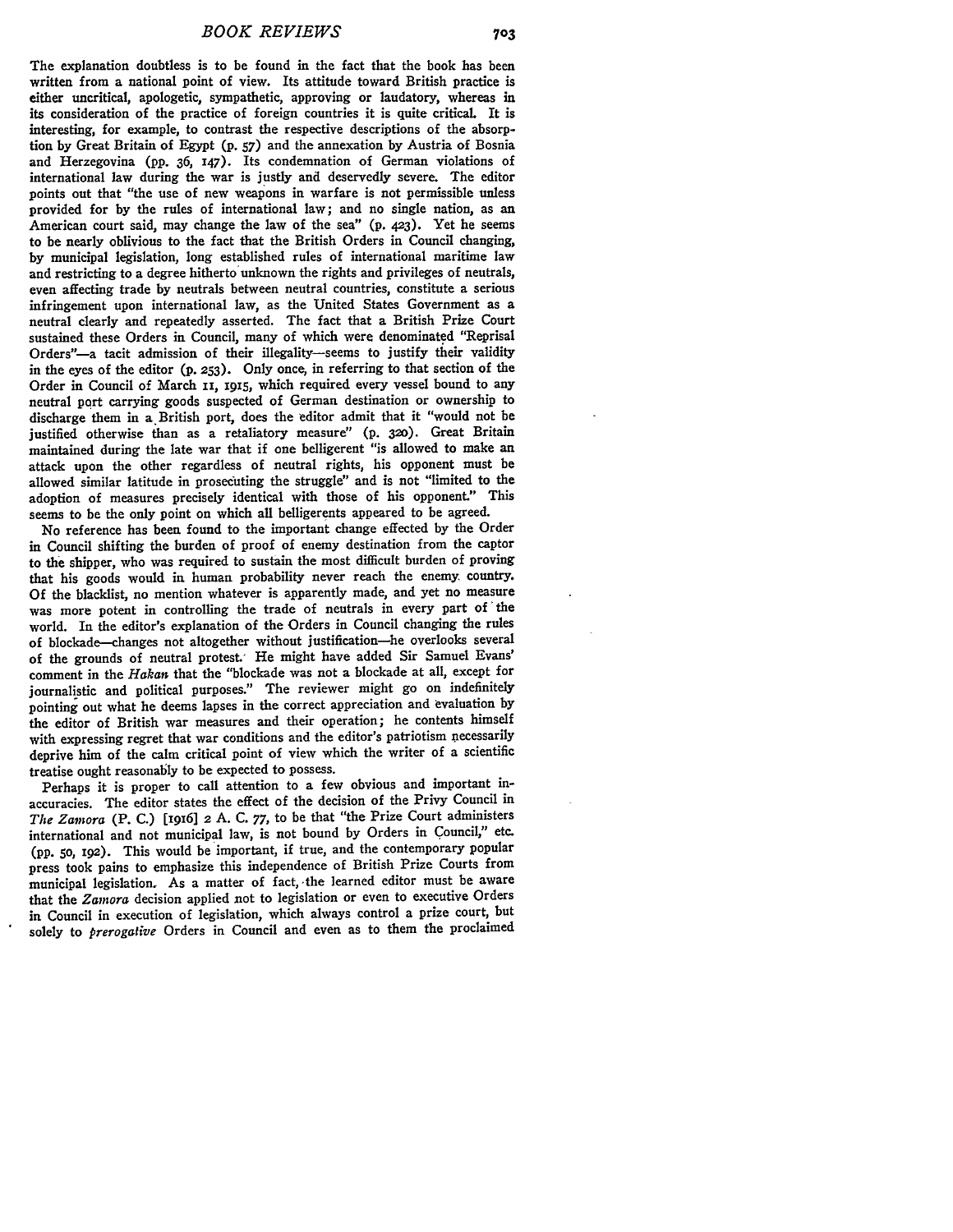The explanation doubtless is to be found in the fact that the book has been written from a national point of view. Its attitude toward British practice is either uncritical, apologetic, sympathetic, approving or laudatory, whereas in its consideration of the practice of foreign countries it is quite critical. It is interesting, for example, to contrast the respective descriptions of the absorption by Great Britain of Egypt (p. 57) and the annexation by Austria of Bosnia and Herzegovina (pp. 36, 147). Its condemnation of German violations of international law during the war is justly and deservedly severe. The editor points out that "the use of new weapons in warfare is not permissible unless provided for by the rules of international law; and no single nation, as an American court said, may change the law of the sea" (p. 423). Yet he seems to be nearly oblivious to the fact that the British Orders in Council changing, by municipal legislation, long established rules of international maritime law and restricting to a degree hitherto unknown the rights and privileges of neutrals, even affecting trade by neutrals between neutral countries, constitute a serious infringement upon international law, as the United States Government as a neutral clearly and repeatedly asserted. The fact that a British Prize Court sustained these Orders in Council, many of which were denominated "Reprisal Orders"—a tacit admission of their illegality—seems to justify their validity in the eyes of the editor (p. 253). Only once, in referring to that section of the Order in Council of March 11, 1915, which required every vessel bound to any neutral port carrying goods suspected of German destination or ownership to discharge them in a British port, does the editor admit that it "would not be justified otherwise than as a retaliatory measure" (p. 320). Great Britain maintained during the late war that if one belligerent "is allowed to make an attack upon the other regardless of neutral rights, his opponent must be allowed similar latitude in prosecuting the struggle" and is not "limited to the adoption of measures precisely identical with those of his opponent." This seems to be the only point on which all belligerents appeared to be agreed.

No reference has been found to the important change effected by the Order in Council shifting the burden of proof of enemy destination from the captor to the shipper, who was required to sustain the most difficult burden of proving that his goods would in human probability never reach the enemy country. Of the blacklist, no mention whatever is apparently made, and yet no measure was more potent in controlling the trade of neutrals in every part of the world. In the editor's explanation of the Orders in Council changing the rules of blockade—changes not altogether without justification—he overlooks several of the grounds of neutral protest. He might have added Sir Samuel Evans' comment in the *Hakan* that the "blockade was not a blockade at all, except for journalistic and political purposes." The reviewer might go on indefinitely pointing out what he deems lapses in the correct appreciation and evaluation by the editor of British war measures and their operation; he contents himself with expressing regret that war conditions and the editor's patriotism necessarily deprive him of the calm critical point of view which the writer of a scientific treatise ought reasonably to be expected to possess.

Perhaps it is proper to call attention to a few obvious and important inaccuracies. The editor states the effect of the decision of the Privy Council in *The Zamora* (P. C.) [1916] 2 A. C. 77, to be that "the Prize Court administers international and not municipal law, is not bound by Orders in Council," etc. (pp. 50, 192). This would be important, if true, and the contemporary popular press took pains to emphasize this independence of British Prize Courts from municipal legislation. As a matter of fact, the learned editor must be aware that the *Zamora* decision applied not to legislation or even to executive Orders in Council in execution of legislation, which always control a prize court, but solely to *prerogative* Orders in Council and even as to them the proclaimed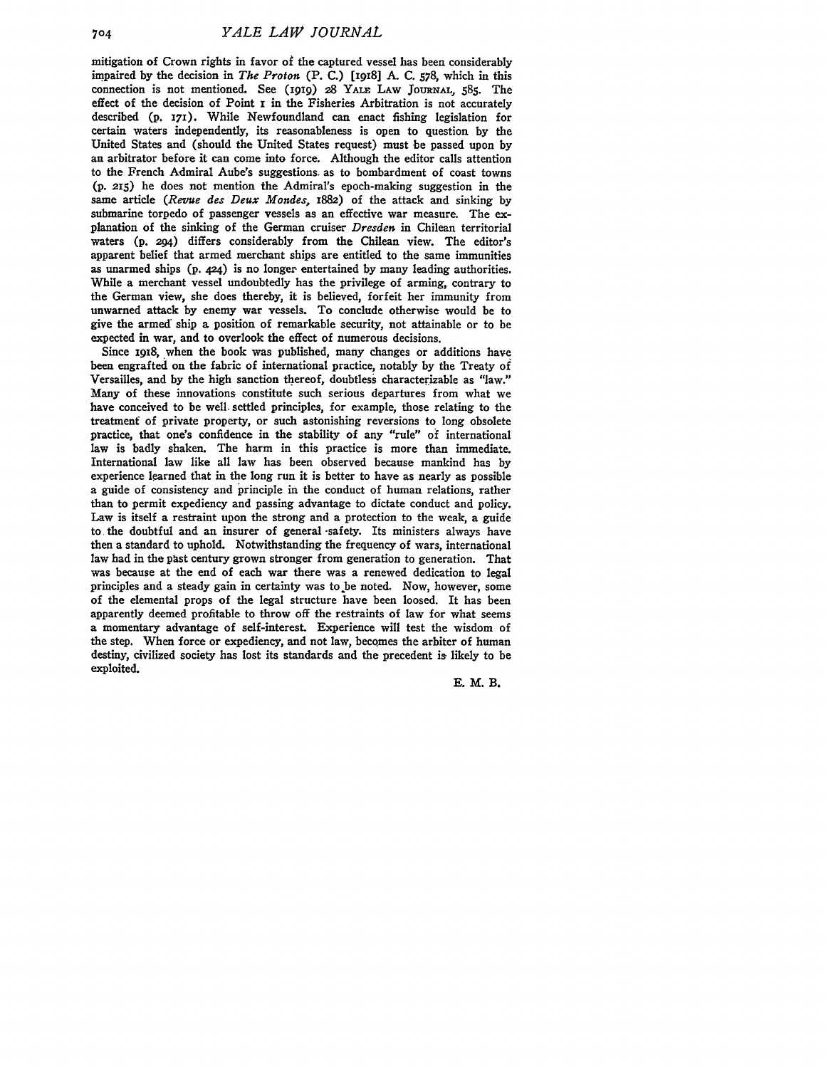mitigation of Crown rights in favor of the captured vessel has been considerably impaired by the decision in *The Proton* (P. C.) [1918] A. C. 578, which in this connection is not mentioned. See (1919) 28 YALE LAW JOURNAL, 585. The effect of the decision of Point 1 in the Fisheries Arbitration is not accurately described (p. 171). While Newfoundland can enact fishing legislation for certain waters independently, its reasonableness is open to question by the United States and (should the United States request) must be passed upon by an arbitrator before it can come into force. Although the editor calls attention to the French Admiral Aube's suggestions as to bombardment of coast towns (p. 215) he does not mention the Admiral's epoch-making suggestion in the same article (*Revue des Deux Mondes*, 1882) of the attack and sinking by submarine torpedo of passenger vessels as an effective war measure. The explanation of the sinking of the German cruiser *Dresden* in Chilean territorial waters (p. 294) differs considerably from the Chilean view. The editor's apparent belief that armed merchant ships are entitled to the same immunities as unarmed ships (p. 424) is no longer entertained by many leading authorities. While a merchant vessel undoubtedly has the privilege of arming, contrary to the German view, she does thereby, it is believed, forfeit her immunity from unwarned attack by enemy war vessels. To conclude otherwise would be to give the armed ship a position of remarkable security, not attainable or to be expected in war, and to overlook the effect of numerous decisions.

Since 1918, when the book was published, many changes or additions have been engrafted on the fabric of international practice, notably by the Treaty of Versailles, and by the high sanction thereof, doubtless characterizable as "law." Many of these innovations constitute such serious departures from what we have conceived to be well settled principles, for example, those relating to the treatment of private property, or such astonishing reversions to long obsolete practice, that one's confidence in the stability of any "rule" of international law is badly shaken. The harm in this practice is more than immediate. International law like all law has been observed because mankind has by experience learned that in the long run it is better to have as nearly as possible a guide of consistency and principle in the conduct of human relations, rather than to permit expediency and passing advantage to dictate conduct and policy. Law is itself a restraint upon the strong and a protection to the weak, a guide to the doubtful and an insurer of general safety. Its ministers always have then a standard to uphold. Notwithstanding the frequency of wars, international law had in the past century grown stronger from generation to generation. That was because at the end of each war there was a renewed dedication to legal principles and a steady gain in certainty was to be noted. Now, however, some of the elemental props of the legal structure have been loosed. It has been apparently deemed profitable to throw off the restraints of law for what seems a momentary advantage of self-interest. Experience will test the wisdom of the step. When force or expediency, and not law, becomes the arbiter of human destiny, civilized society has lost its standards and the precedent is likely to be exploited.

E. M. B.